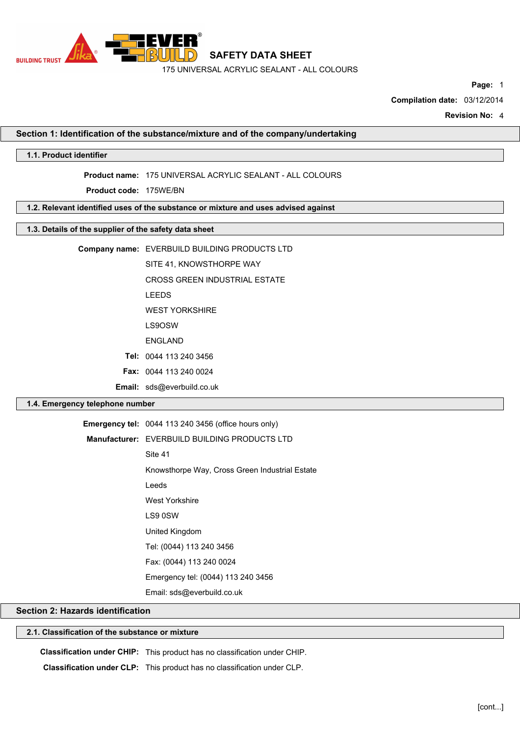# SAFETY DATA SHEET

175 UNIVERSAL ACRYLIC SEALANT - ALL COLOURS

**Page:** 1

**Compilation date:** 03/12/2014

**Revision No:** 4

## Section 1: Identification of the substance/mixture and of the company/undertaking

### 1.1. Product identifier

**Product name:** 175 UNIVERSAL ACRYLIC SEALANT - ALL COLOURS

**Product code:** 175WE/BN

### 1.2. Relevant identified uses of the substance or mixture and uses advised against

### 1.3. Details of the supplier of the safety data sheet

**Company name:** EVERBUILD BUILDING PRODUCTS LTD
SITE 41, KNOWSTHORPE WAY
CROSS GREEN INDUSTRIAL ESTATE
LEEDS
WEST YORKSHIRE
LS9OSW
ENGLAND

**Tel:** 0044 113 240 3456

**Fax:** 0044 113 240 0024

**Email:** sds@everbuild.co.uk

### 1.4. Emergency telephone number

**Emergency tel:** 0044 113 240 3456 (office hours only)

**Manufacturer:** EVERBUILD BUILDING PRODUCTS LTD
Site 41
Knowsthorpe Way, Cross Green Industrial Estate
Leeds
West Yorkshire
LS9 0SW
United Kingdom
Tel: (0044) 113 240 3456
Fax: (0044) 113 240 0024
Emergency tel: (0044) 113 240 3456
Email: sds@everbuild.co.uk

## Section 2: Hazards identification

### 2.1. Classification of the substance or mixture

**Classification under CHIP:** This product has no classification under CHIP.

**Classification under CLP:** This product has no classification under CLP.

[cont...]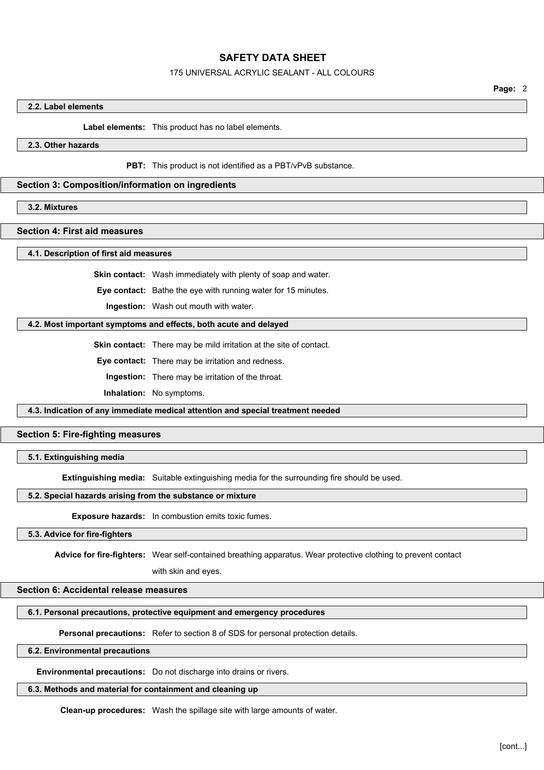### 2.2. Label elements

**Label elements:** This product has no label elements.

### 2.3. Other hazards

**PBT:** This product is not identified as a PBT/vPvB substance.

## Section 3: Composition/information on ingredients

### 3.2. Mixtures

## Section 4: First aid measures

### 4.1. Description of first aid measures

**Skin contact:** Wash immediately with plenty of soap and water.

**Eye contact:** Bathe the eye with running water for 15 minutes.

**Ingestion:** Wash out mouth with water.

### 4.2. Most important symptoms and effects, both acute and delayed

**Skin contact:** There may be mild irritation at the site of contact.

**Eye contact:** There may be irritation and redness.

**Ingestion:** There may be irritation of the throat.

**Inhalation:** No symptoms.

### 4.3. Indication of any immediate medical attention and special treatment needed

## Section 5: Fire-fighting measures

### 5.1. Extinguishing media

**Extinguishing media:** Suitable extinguishing media for the surrounding fire should be used.

### 5.2. Special hazards arising from the substance or mixture

**Exposure hazards:** In combustion emits toxic fumes.

### 5.3. Advice for fire-fighters

**Advice for fire-fighters:** Wear self-contained breathing apparatus. Wear protective clothing to prevent contact with skin and eyes.

## Section 6: Accidental release measures

### 6.1. Personal precautions, protective equipment and emergency procedures

**Personal precautions:** Refer to section 8 of SDS for personal protection details.

### 6.2. Environmental precautions

**Environmental precautions:** Do not discharge into drains or rivers.

### 6.3. Methods and material for containment and cleaning up

**Clean-up procedures:** Wash the spillage site with large amounts of water.

[cont...]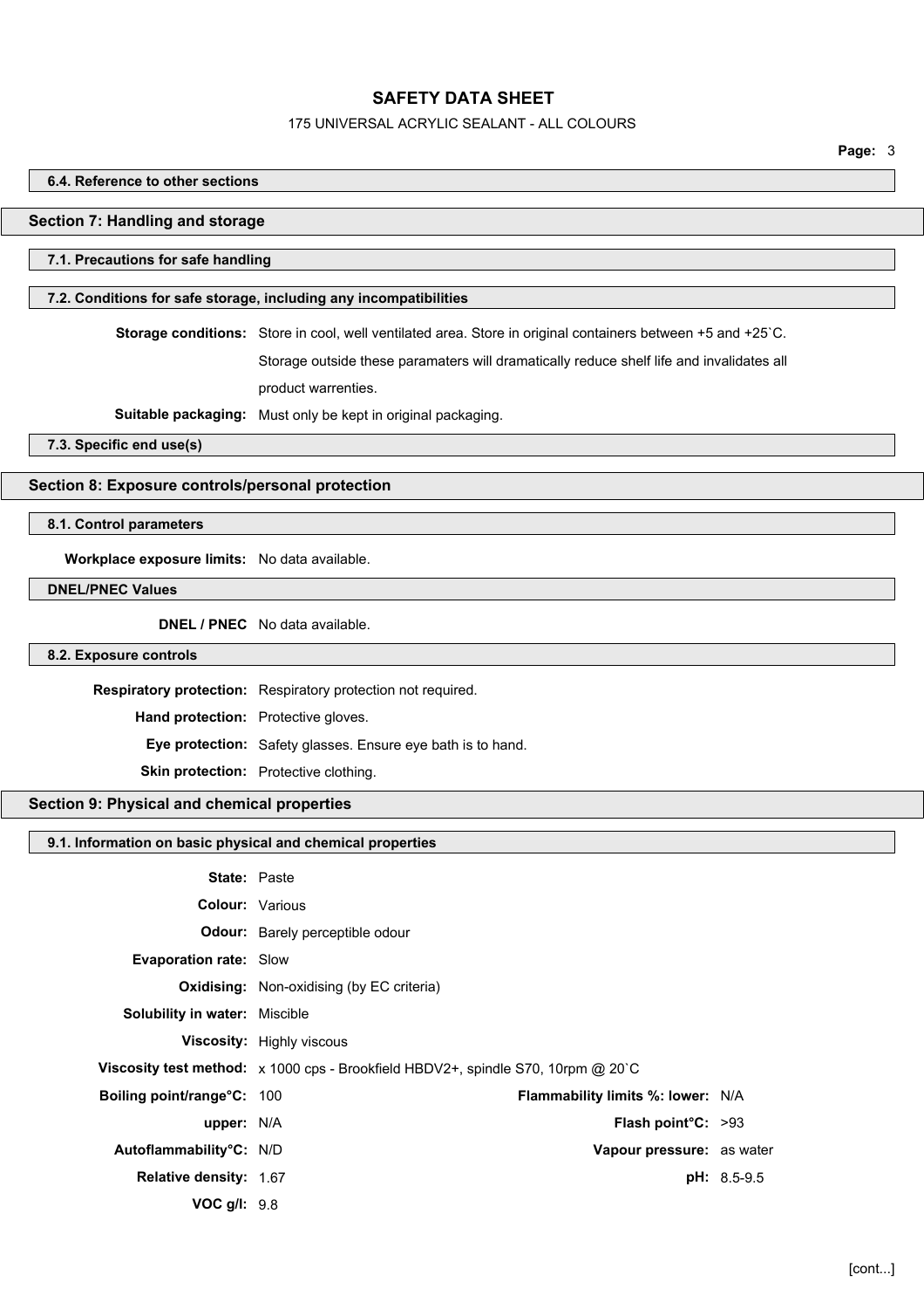#### 6.4. Reference to other sections

## Section 7: Handling and storage

#### 7.1. Precautions for safe handling

#### 7.2. Conditions for safe storage, including any incompatibilities

**Storage conditions:** Store in cool, well ventilated area. Store in original containers between +5 and +25`C. Storage outside these paramaters will dramatically reduce shelf life and invalidates all product warrenties.

**Suitable packaging:** Must only be kept in original packaging.

#### 7.3. Specific end use(s)

## Section 8: Exposure controls/personal protection

#### 8.1. Control parameters

**Workplace exposure limits:** No data available.

#### DNEL/PNEC Values

**DNEL / PNEC** No data available.

#### 8.2. Exposure controls

**Respiratory protection:** Respiratory protection not required.

**Hand protection:** Protective gloves.

**Eye protection:** Safety glasses. Ensure eye bath is to hand.

**Skin protection:** Protective clothing.

## Section 9: Physical and chemical properties

#### 9.1. Information on basic physical and chemical properties

**State:** Paste

**Colour:** Various

**Odour:** Barely perceptible odour

**Evaporation rate:** Slow

**Oxidising:** Non-oxidising (by EC criteria)

**Solubility in water:** Miscible

**Viscosity:** Highly viscous

**Viscosity test method:** x 1000 cps - Brookfield HBDV2+, spindle S70, 10rpm @ 20`C

| | | | |
|---|---|---|---|
| **Boiling point/range°C:** | 100 | **Flammability limits %: lower:** | N/A |
| **upper:** | N/A | **Flash point°C:** | >93 |
| **Autoflammability°C:** | N/D | **Vapour pressure:** | as water |
| **Relative density:** | 1.67 | **pH:** | 8.5-9.5 |
| **VOC g/l:** | 9.8 | | |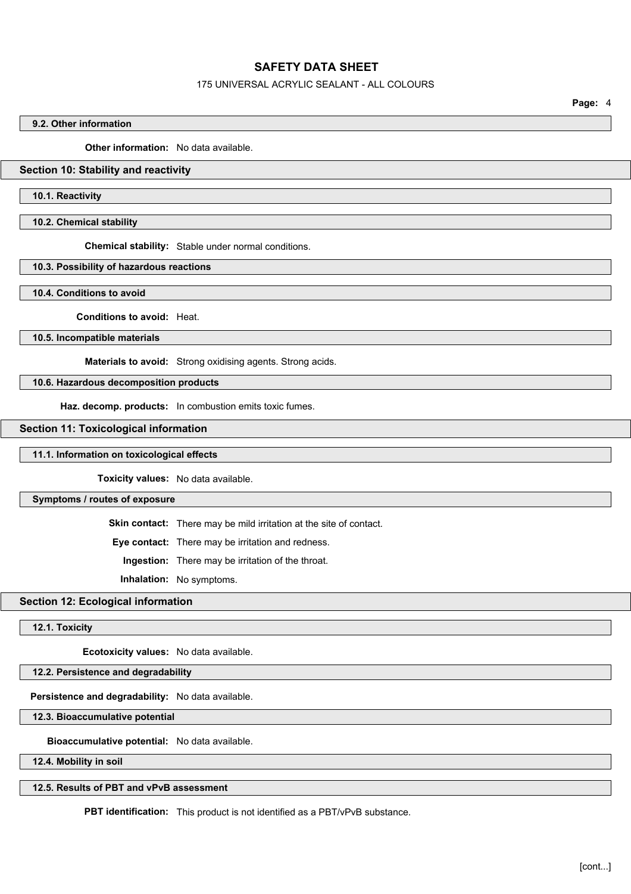### 9.2. Other information

**Other information:** No data available.

## Section 10: Stability and reactivity

### 10.1. Reactivity

### 10.2. Chemical stability

**Chemical stability:** Stable under normal conditions.

### 10.3. Possibility of hazardous reactions

### 10.4. Conditions to avoid

**Conditions to avoid:** Heat.

### 10.5. Incompatible materials

**Materials to avoid:** Strong oxidising agents. Strong acids.

### 10.6. Hazardous decomposition products

**Haz. decomp. products:** In combustion emits toxic fumes.

## Section 11: Toxicological information

### 11.1. Information on toxicological effects

**Toxicity values:** No data available.

### Symptoms / routes of exposure

**Skin contact:** There may be mild irritation at the site of contact.

**Eye contact:** There may be irritation and redness.

**Ingestion:** There may be irritation of the throat.

**Inhalation:** No symptoms.

## Section 12: Ecological information

### 12.1. Toxicity

**Ecotoxicity values:** No data available.

### 12.2. Persistence and degradability

**Persistence and degradability:** No data available.

### 12.3. Bioaccumulative potential

**Bioaccumulative potential:** No data available.

### 12.4. Mobility in soil

### 12.5. Results of PBT and vPvB assessment

**PBT identification:** This product is not identified as a PBT/vPvB substance.

[cont...]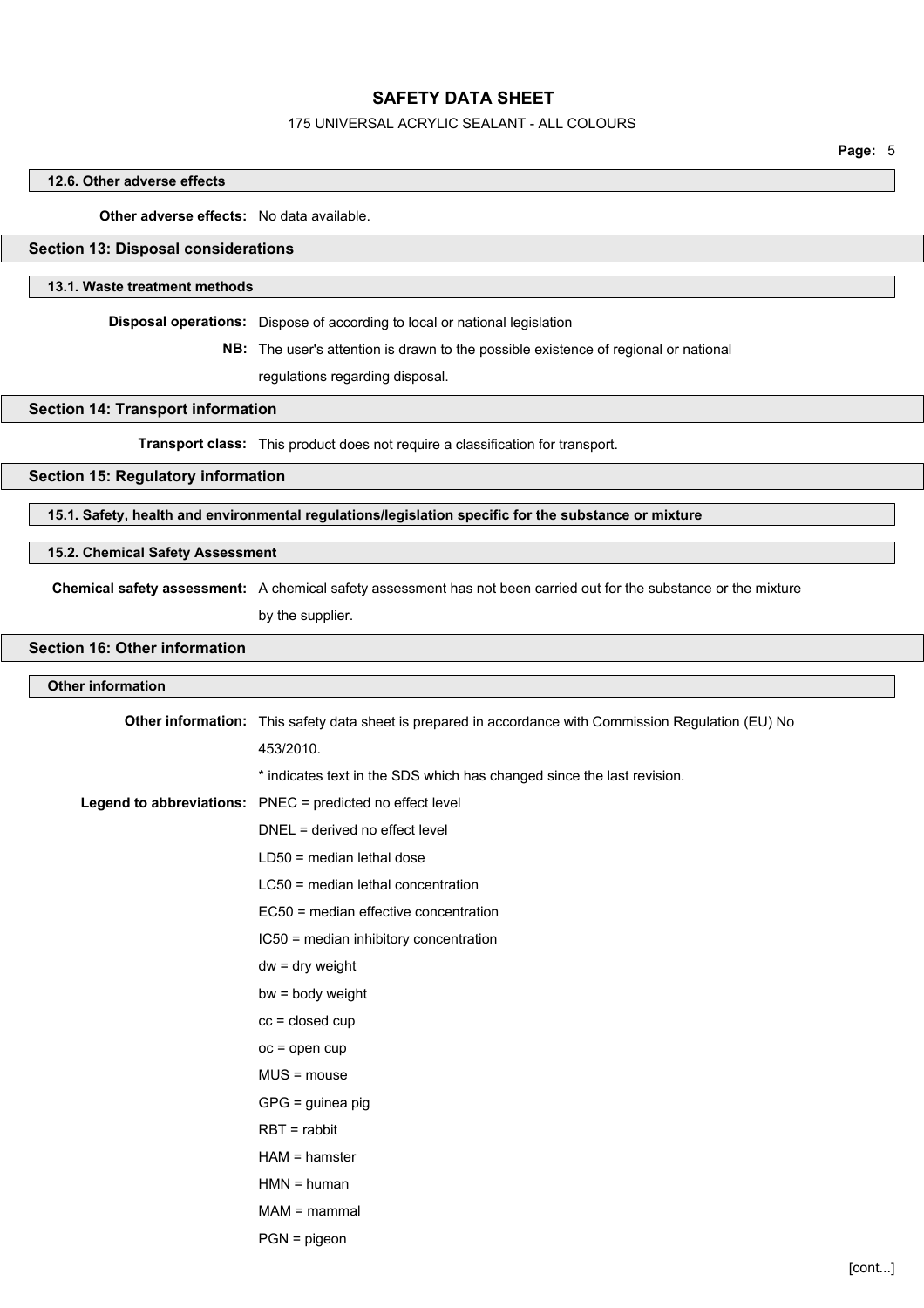### 12.6. Other adverse effects

**Other adverse effects:** No data available.

## Section 13: Disposal considerations

### 13.1. Waste treatment methods

**Disposal operations:** Dispose of according to local or national legislation

**NB:** The user's attention is drawn to the possible existence of regional or national regulations regarding disposal.

## Section 14: Transport information

**Transport class:** This product does not require a classification for transport.

## Section 15: Regulatory information

### 15.1. Safety, health and environmental regulations/legislation specific for the substance or mixture

### 15.2. Chemical Safety Assessment

**Chemical safety assessment:** A chemical safety assessment has not been carried out for the substance or the mixture by the supplier.

## Section 16: Other information

### Other information

**Other information:** This safety data sheet is prepared in accordance with Commission Regulation (EU) No 453/2010.

* indicates text in the SDS which has changed since the last revision.

**Legend to abbreviations:**

PNEC = predicted no effect level

DNEL = derived no effect level

LD50 = median lethal dose

LC50 = median lethal concentration

EC50 = median effective concentration

IC50 = median inhibitory concentration

dw = dry weight

bw = body weight

cc = closed cup

oc = open cup

MUS = mouse

GPG = guinea pig

RBT = rabbit

HAM = hamster

HMN = human

MAM = mammal

PGN = pigeon

[cont...]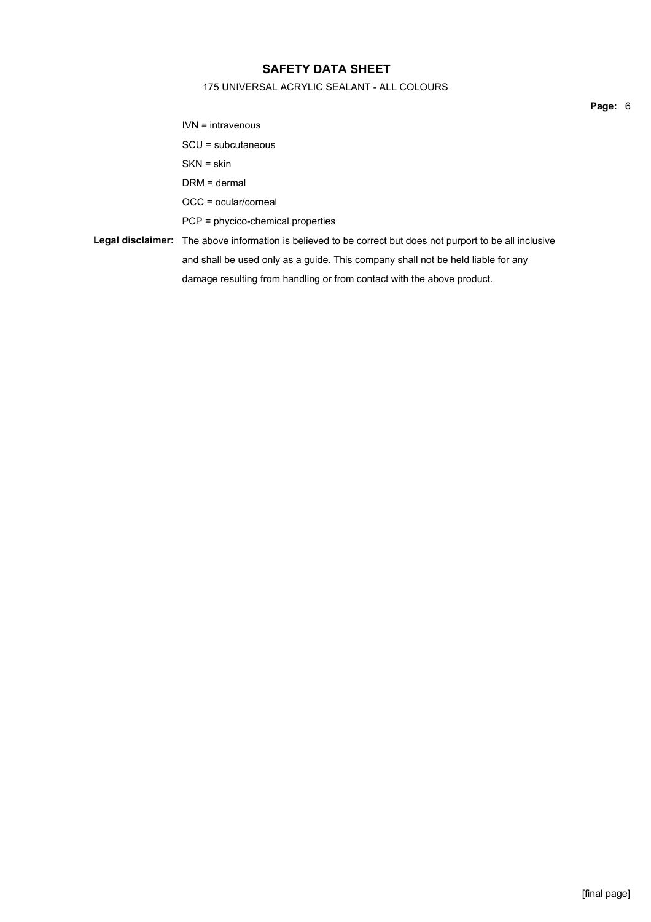IVN = intravenous

SCU = subcutaneous

SKN = skin

DRM = dermal

OCC = ocular/corneal

PCP = phycico-chemical properties

**Legal disclaimer:** The above information is believed to be correct but does not purport to be all inclusive and shall be used only as a guide. This company shall not be held liable for any damage resulting from handling or from contact with the above product.

[final page]